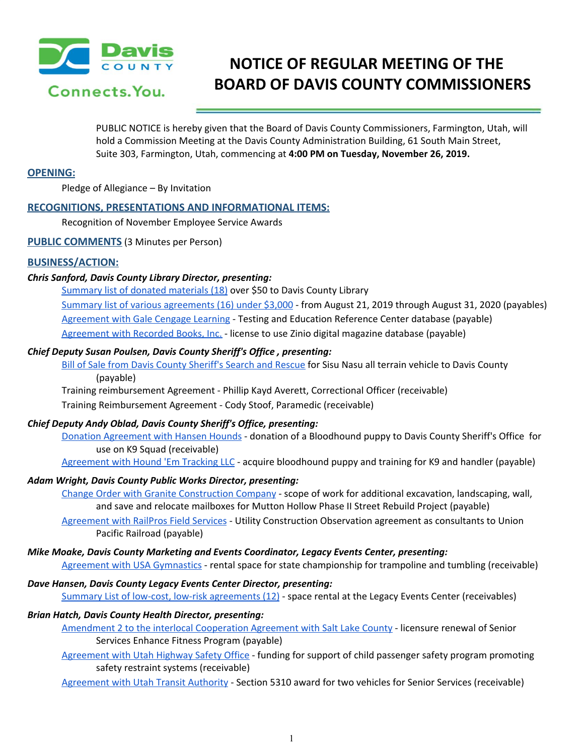# NOTICE OF REGULAR MEETING OF THE BOARD OF DAVIS COUNTY COMMISSIONERS

PUBLIC NOTICE is hereby given that the Board of Davis County Commissioners, Farmington, Utah, will hold a Commission Meeting at the Davis County Administration Building, 61 South Main Street, Suite 303, Farmington, Utah, commencing at **4:00 PM on Tuesday, November 26, 2019.**

## OPENING:

Pledge of Allegiance – By Invitation

## RECOGNITIONS, PRESENTATIONS AND INFORMATIONAL ITEMS:

Recognition of November Employee Service Awards

## PUBLIC COMMENTS (3 Minutes per Person)

## BUSINESS/ACTION:

***Chris Sanford, Davis County Library Director, presenting:***

Summary list of donated materials (18) over $50 to Davis County Library

Summary list of various agreements (16) under $3,000 - from August 21, 2019 through August 31, 2020 (payables)

Agreement with Gale Cengage Learning - Testing and Education Reference Center database (payable)

Agreement with Recorded Books, Inc. - license to use Zinio digital magazine database (payable)

***Chief Deputy Susan Poulsen, Davis County Sheriff's Office , presenting:***

Bill of Sale from Davis County Sheriff's Search and Rescue for Sisu Nasu all terrain vehicle to Davis County (payable)

Training reimbursement Agreement - Phillip Kayd Averett, Correctional Officer (receivable)

Training Reimbursement Agreement - Cody Stoof, Paramedic (receivable)

***Chief Deputy Andy Oblad, Davis County Sheriff's Office, presenting:***

Donation Agreement with Hansen Hounds - donation of a Bloodhound puppy to Davis County Sheriff's Office for use on K9 Squad (receivable)

Agreement with Hound 'Em Tracking LLC - acquire bloodhound puppy and training for K9 and handler (payable)

***Adam Wright, Davis County Public Works Director, presenting:***

Change Order with Granite Construction Company - scope of work for additional excavation, landscaping, wall, and save and relocate mailboxes for Mutton Hollow Phase II Street Rebuild Project (payable)

Agreement with RailPros Field Services - Utility Construction Observation agreement as consultants to Union Pacific Railroad (payable)

***Mike Moake, Davis County Marketing and Events Coordinator, Legacy Events Center, presenting:***

Agreement with USA Gymnastics - rental space for state championship for trampoline and tumbling (receivable)

***Dave Hansen, Davis County Legacy Events Center Director, presenting:***

Summary List of low-cost, low-risk agreements (12) - space rental at the Legacy Events Center (receivables)

***Brian Hatch, Davis County Health Director, presenting:***

Amendment 2 to the interlocal Cooperation Agreement with Salt Lake County - licensure renewal of Senior Services Enhance Fitness Program (payable)

Agreement with Utah Highway Safety Office - funding for support of child passenger safety program promoting safety restraint systems (receivable)

Agreement with Utah Transit Authority - Section 5310 award for two vehicles for Senior Services (receivable)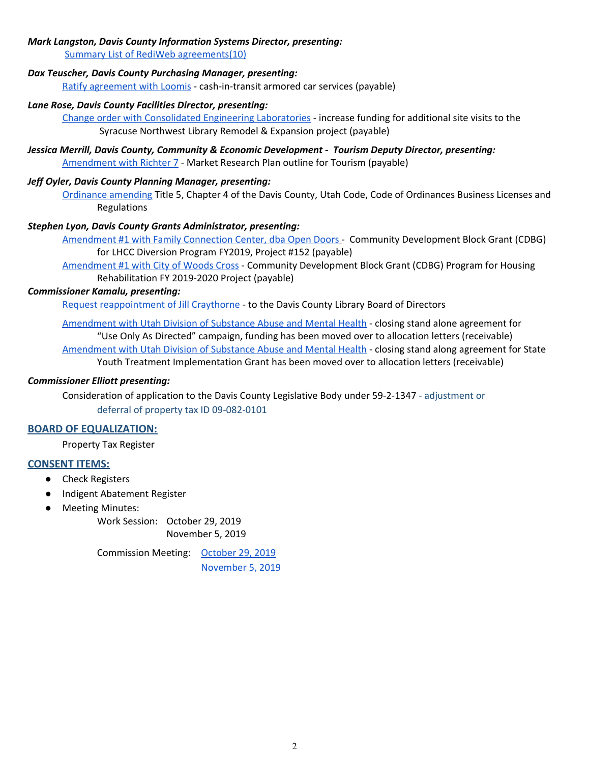***Mark Langston, Davis County Information Systems Director, presenting:***

Summary List of RediWeb agreements(10)

***Dax Teuscher, Davis County Purchasing Manager, presenting:***

Ratify agreement with Loomis - cash-in-transit armored car services (payable)

***Lane Rose, Davis County Facilities Director, presenting:***

Change order with Consolidated Engineering Laboratories - increase funding for additional site visits to the Syracuse Northwest Library Remodel & Expansion project (payable)

***Jessica Merrill, Davis County, Community & Economic Development - Tourism Deputy Director, presenting:***

Amendment with Richter 7 - Market Research Plan outline for Tourism (payable)

***Jeff Oyler, Davis County Planning Manager, presenting:***

Ordinance amending Title 5, Chapter 4 of the Davis County, Utah Code, Code of Ordinances Business Licenses and Regulations

***Stephen Lyon, Davis County Grants Administrator, presenting:***

Amendment #1 with Family Connection Center, dba Open Doors - Community Development Block Grant (CDBG) for LHCC Diversion Program FY2019, Project #152 (payable)

Amendment #1 with City of Woods Cross - Community Development Block Grant (CDBG) Program for Housing Rehabilitation FY 2019-2020 Project (payable)

***Commissioner Kamalu, presenting:***

Request reappointment of Jill Craythorne - to the Davis County Library Board of Directors

Amendment with Utah Division of Substance Abuse and Mental Health - closing stand alone agreement for "Use Only As Directed" campaign, funding has been moved over to allocation letters (receivable)

Amendment with Utah Division of Substance Abuse and Mental Health - closing stand along agreement for State Youth Treatment Implementation Grant has been moved over to allocation letters (receivable)

***Commissioner Elliott presenting:***

Consideration of application to the Davis County Legislative Body under 59-2-1347 - adjustment or deferral of property tax ID 09-082-0101

## BOARD OF EQUALIZATION:

Property Tax Register

## CONSENT ITEMS:

- Check Registers
- Indigent Abatement Register
- Meeting Minutes:
  - Work Session: October 29, 2019
    November 5, 2019
  - Commission Meeting: October 29, 2019
    November 5, 2019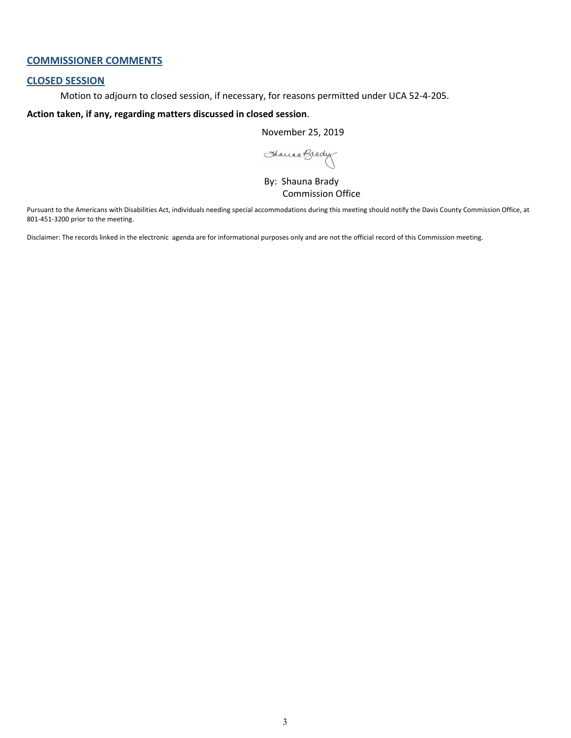## COMMISSIONER COMMENTS

## CLOSED SESSION

Motion to adjourn to closed session, if necessary, for reasons permitted under UCA 52-4-205.

**Action taken, if any, regarding matters discussed in closed session**.

November 25, 2019

Shauna Brady

By: Shauna Brady
Commission Office

Pursuant to the Americans with Disabilities Act, individuals needing special accommodations during this meeting should notify the Davis County Commission Office, at 801-451-3200 prior to the meeting.

Disclaimer: The records linked in the electronic agenda are for informational purposes only and are not the official record of this Commission meeting.